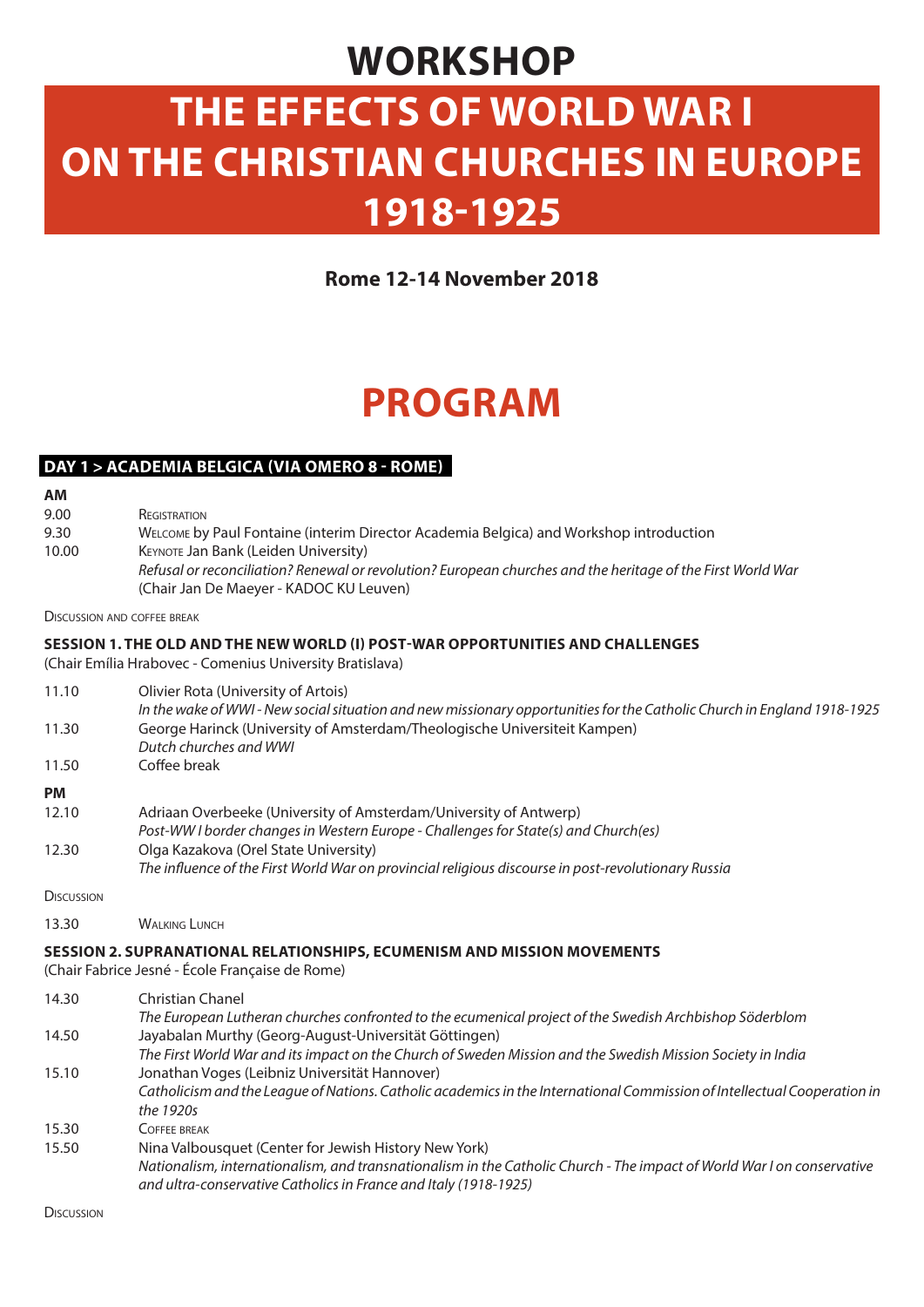# WORKSHOP

# THE EFFECTS OF WORLD WAR I ON THE CHRISTIAN CHURCHES IN EUROPE 1918-1925

**Rome 12-14 November 2018**

# PROGRAM

## DAY 1 > ACADEMIA BELGICA (VIA OMERO 8 - ROME)

**AM**

9.00 Registration

9.30 Welcome by Paul Fontaine (interim Director Academia Belgica) and Workshop introduction

10.00 Keynote Jan Bank (Leiden University)
*Refusal or reconciliation? Renewal or revolution? European churches and the heritage of the First World War*
(Chair Jan De Maeyer - KADOC KU Leuven)

Discussion and coffee break

### SESSION 1. THE OLD AND THE NEW WORLD (I) POST-WAR OPPORTUNITIES AND CHALLENGES

(Chair Emília Hrabovec - Comenius University Bratislava)

11.10 Olivier Rota (University of Artois)
*In the wake of WWI - New social situation and new missionary opportunities for the Catholic Church in England 1918-1925*

11.30 George Harinck (University of Amsterdam/Theologische Universiteit Kampen)
*Dutch churches and WWI*

11.50 Coffee break

**PM**

12.10 Adriaan Overbeeke (University of Amsterdam/University of Antwerp)
*Post-WW I border changes in Western Europe - Challenges for State(s) and Church(es)*

12.30 Olga Kazakova (Orel State University)
*The influence of the First World War on provincial religious discourse in post-revolutionary Russia*

Discussion

13.30 Walking Lunch

### SESSION 2. SUPRANATIONAL RELATIONSHIPS, ECUMENISM AND MISSION MOVEMENTS

(Chair Fabrice Jesné - École Française de Rome)

14.30 Christian Chanel
*The European Lutheran churches confronted to the ecumenical project of the Swedish Archbishop Söderblom*

14.50 Jayabalan Murthy (Georg-August-Universität Göttingen)
*The First World War and its impact on the Church of Sweden Mission and the Swedish Mission Society in India*

15.10 Jonathan Voges (Leibniz Universität Hannover)
*Catholicism and the League of Nations. Catholic academics in the International Commission of Intellectual Cooperation in the 1920s*

15.30 Coffee break

15.50 Nina Valbousquet (Center for Jewish History New York)
*Nationalism, internationalism, and transnationalism in the Catholic Church - The impact of World War I on conservative and ultra-conservative Catholics in France and Italy (1918-1925)*

Discussion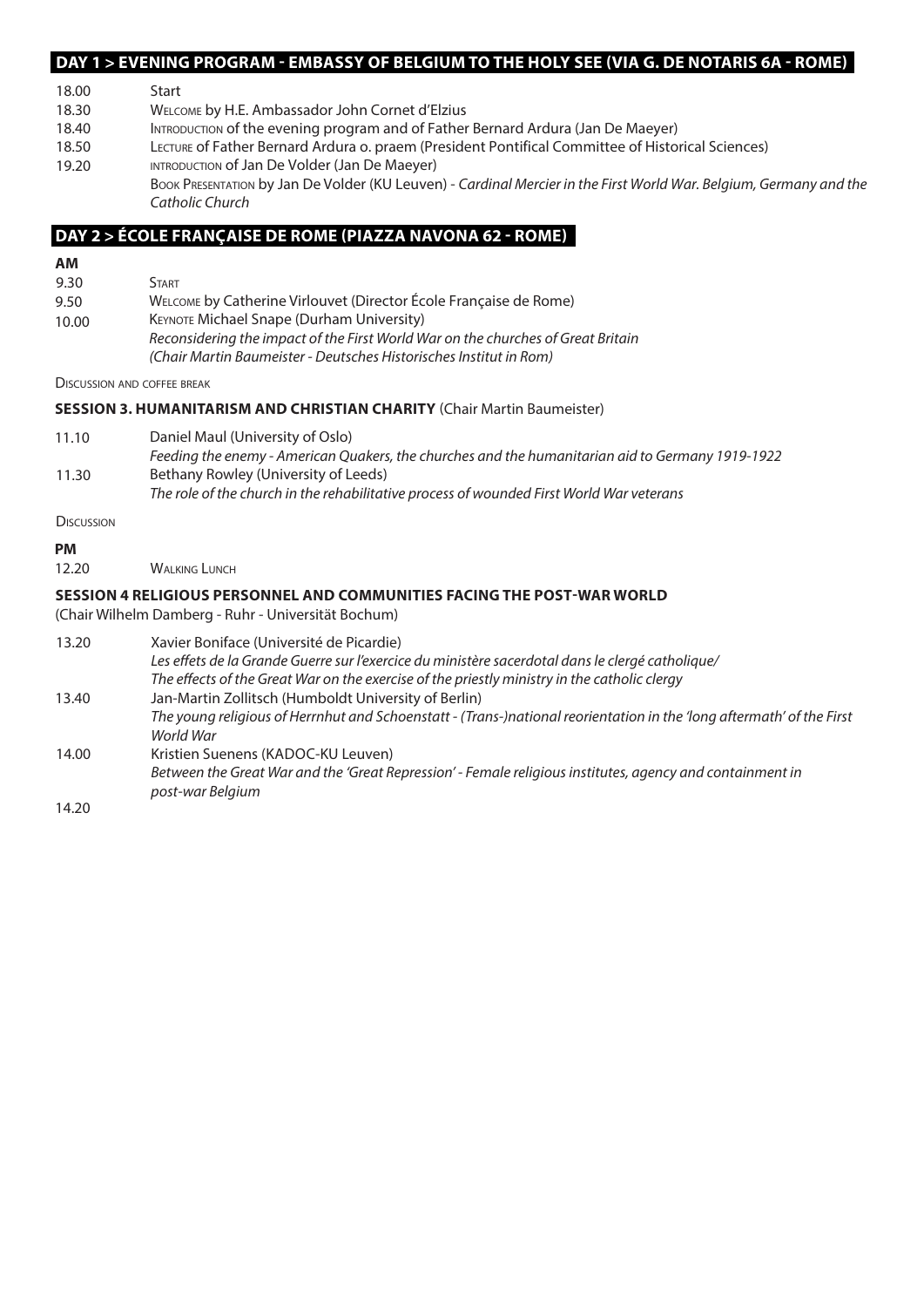## DAY 1 > EVENING PROGRAM - EMBASSY OF BELGIUM TO THE HOLY SEE (VIA G. DE NOTARIS 6A - ROME)

| | |
|---|---|
| 18.00 | Start |
| 18.30 | Welcome by H.E. Ambassador John Cornet d'Elzius |
| 18.40 | Introduction of the evening program and of Father Bernard Ardura (Jan De Maeyer) |
| 18.50 | Lecture of Father Bernard Ardura o. praem (President Pontifical Committee of Historical Sciences) |
| 19.20 | introduction of Jan De Volder (Jan De Maeyer) |
| | Book Presentation by Jan De Volder (KU Leuven) - *Cardinal Mercier in the First World War. Belgium, Germany and the Catholic Church* |

## DAY 2 > ÉCOLE FRANÇAISE DE ROME (PIAZZA NAVONA 62 - ROME)

**AM**

| | |
|---|---|
| 9.30 | Start |
| 9.50 | Welcome by Catherine Virlouvet (Director École Française de Rome) |
| 10.00 | Keynote Michael Snape (Durham University) |
| | *Reconsidering the impact of the First World War on the churches of Great Britain* |
| | *(Chair Martin Baumeister - Deutsches Historisches Institut in Rom)* |

Discussion and coffee break

**SESSION 3. HUMANITARISM AND CHRISTIAN CHARITY** (Chair Martin Baumeister)

| | |
|---|---|
| 11.10 | Daniel Maul (University of Oslo) |
| | *Feeding the enemy - American Quakers, the churches and the humanitarian aid to Germany 1919-1922* |
| 11.30 | Bethany Rowley (University of Leeds) |
| | *The role of the church in the rehabilitative process of wounded First World War veterans* |

Discussion

**PM**

| | |
|---|---|
| 12.20 | Walking Lunch |

**SESSION 4 RELIGIOUS PERSONNEL AND COMMUNITIES FACING THE POST-WAR WORLD**
(Chair Wilhelm Damberg - Ruhr - Universität Bochum)

| | |
|---|---|
| 13.20 | Xavier Boniface (Université de Picardie) |
| | *Les effets de la Grande Guerre sur l'exercice du ministère sacerdotal dans le clergé catholique/* |
| | *The effects of the Great War on the exercise of the priestly ministry in the catholic clergy* |
| 13.40 | Jan-Martin Zollitsch (Humboldt University of Berlin) |
| | *The young religious of Herrnhut and Schoenstatt - (Trans-)national reorientation in the 'long aftermath' of the First World War* |
| 14.00 | Kristien Suenens (KADOC-KU Leuven) |
| | *Between the Great War and the 'Great Repression' - Female religious institutes, agency and containment in post-war Belgium* |
| 14.20 | |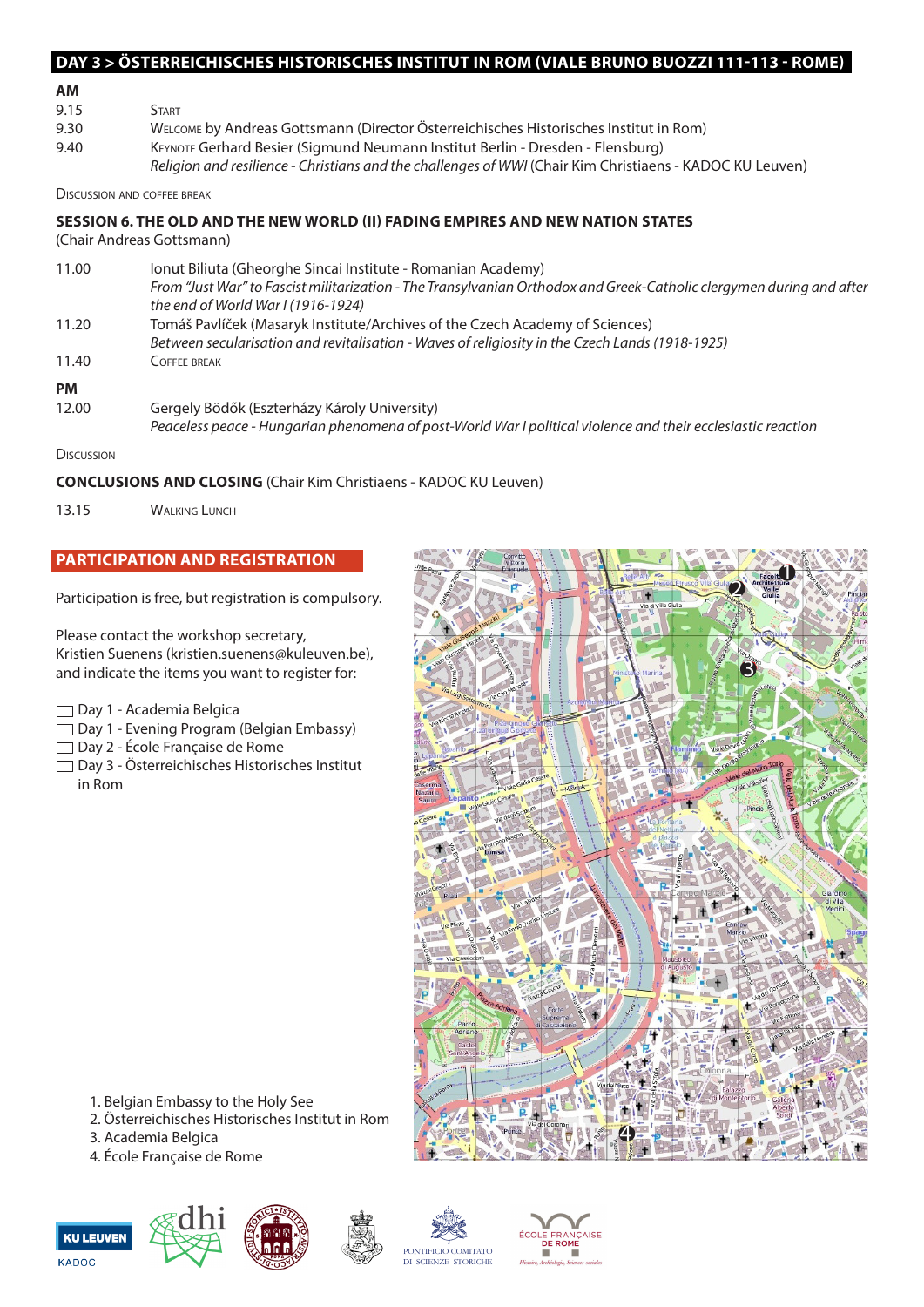## DAY 3 > ÖSTERREICHISCHES HISTORISCHES INSTITUT IN ROM (VIALE BRUNO BUOZZI 111-113 - ROME)

**AM**

| | |
|---|---|
| 9.15 | Start |
| 9.30 | Welcome by Andreas Gottsmann (Director Österreichisches Historisches Institut in Rom) |
| 9.40 | Keynote Gerhard Besier (Sigmund Neumann Institut Berlin - Dresden - Flensburg)<br>*Religion and resilience - Christians and the challenges of WWI* (Chair Kim Christiaens - KADOC KU Leuven) |

Discussion and coffee break

**SESSION 6. THE OLD AND THE NEW WORLD (II) FADING EMPIRES AND NEW NATION STATES**
(Chair Andreas Gottsmann)

| | |
|---|---|
| 11.00 | Ionut Biliuta (Gheorghe Sincai Institute - Romanian Academy)<br>*From "Just War" to Fascist militarization - The Transylvanian Orthodox and Greek-Catholic clergymen during and after the end of World War I (1916-1924)* |
| 11.20 | Tomáš Pavlíček (Masaryk Institute/Archives of the Czech Academy of Sciences)<br>*Between secularisation and revitalisation - Waves of religiosity in the Czech Lands (1918-1925)* |
| 11.40 | Coffee break |

**PM**

| | |
|---|---|
| 12.00 | Gergely Bödők (Eszterházy Károly University)<br>*Peaceless peace - Hungarian phenomena of post-World War I political violence and their ecclesiastic reaction* |

Discussion

**CONCLUSIONS AND CLOSING** (Chair Kim Christiaens - KADOC KU Leuven)

| | |
|---|---|
| 13.15 | Walking Lunch |

## PARTICIPATION AND REGISTRATION

Participation is free, but registration is compulsory.

Please contact the workshop secretary,
Kristien Suenens (kristien.suenens@kuleuven.be),
and indicate the items you want to register for:

- ☐ Day 1 - Academia Belgica
- ☐ Day 1 - Evening Program (Belgian Embassy)
- ☐ Day 2 - École Française de Rome
- ☐ Day 3 - Österreichisches Historisches Institut in Rom

1. Belgian Embassy to the Holy See
2. Österreichisches Historisches Institut in Rom
3. Academia Belgica
4. École Française de Rome